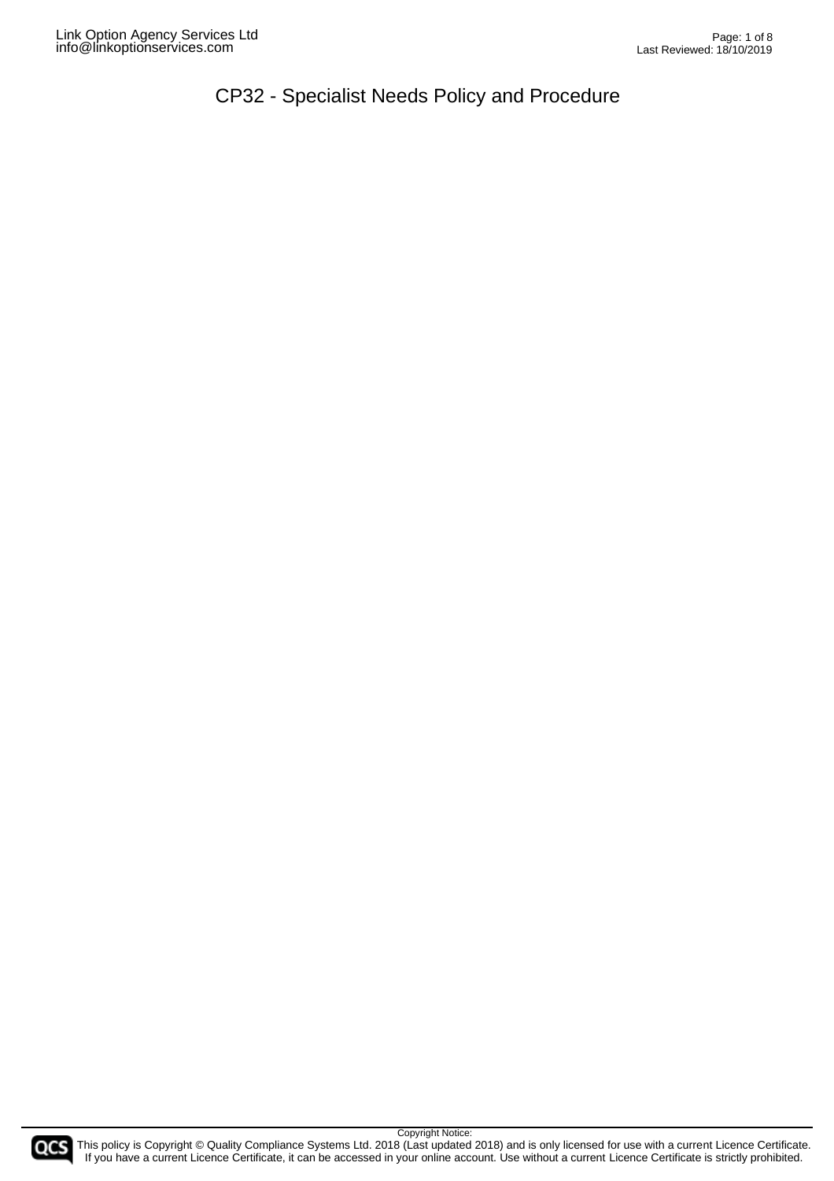# CP32 - Specialist Needs Policy and Procedure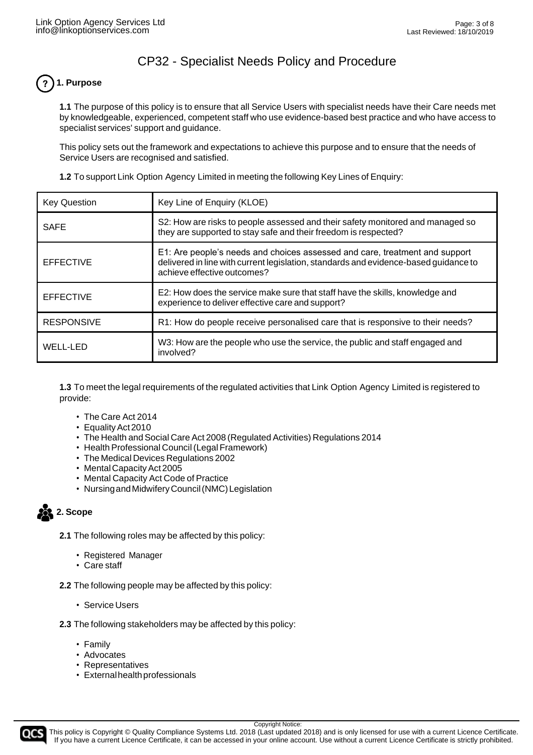# CP32 - Specialist Needs Policy and Procedure

## 1. Purpose

**1.1** The purpose of this policy is to ensure that all Service Users with specialist needs have their Care needs met by knowledgeable, experienced, competent staff who use evidence-based best practice and who have access to specialist services' support and guidance.

This policy sets out the framework and expectations to achieve this purpose and to ensure that the needs of Service Users are recognised and satisfied.

**1.2** To support Link Option Agency Limited in meeting the following Key Lines of Enquiry:

| Key Question | Key Line of Enquiry (KLOE) |
|---|---|
| SAFE | S2: How are risks to people assessed and their safety monitored and managed so they are supported to stay safe and their freedom is respected? |
| EFFECTIVE | E1: Are people's needs and choices assessed and care, treatment and support delivered in line with current legislation, standards and evidence-based guidance to achieve effective outcomes? |
| EFFECTIVE | E2: How does the service make sure that staff have the skills, knowledge and experience to deliver effective care and support? |
| RESPONSIVE | R1: How do people receive personalised care that is responsive to their needs? |
| WELL-LED | W3: How are the people who use the service, the public and staff engaged and involved? |

**1.3** To meet the legal requirements of the regulated activities that Link Option Agency Limited is registered to provide:

- The Care Act 2014
- Equality Act 2010
- The Health and Social Care Act 2008 (Regulated Activities) Regulations 2014
- Health Professional Council (Legal Framework)
- The Medical Devices Regulations 2002
- Mental Capacity Act 2005
- Mental Capacity Act Code of Practice
- Nursing and Midwifery Council (NMC) Legislation

## 2. Scope

**2.1** The following roles may be affected by this policy:

- Registered Manager
- Care staff

**2.2** The following people may be affected by this policy:

- Service Users

**2.3** The following stakeholders may be affected by this policy:

- Family
- Advocates
- Representatives
- External health professionals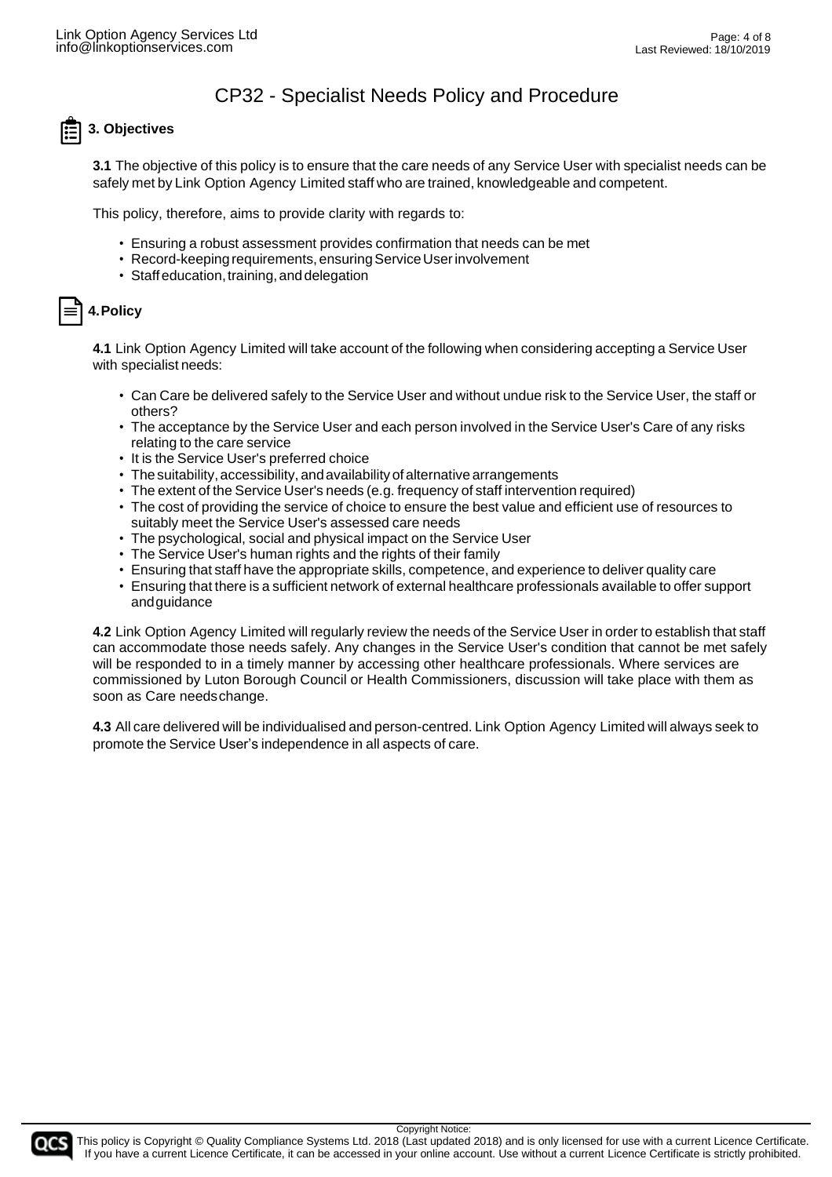# CP32 - Specialist Needs Policy and Procedure

## 3. Objectives

**3.1** The objective of this policy is to ensure that the care needs of any Service User with specialist needs can be safely met by Link Option Agency Limited staff who are trained, knowledgeable and competent.

This policy, therefore, aims to provide clarity with regards to:

- Ensuring a robust assessment provides confirmation that needs can be met
- Record-keeping requirements, ensuring Service User involvement
- Staff education, training, and delegation

## 4. Policy

**4.1** Link Option Agency Limited will take account of the following when considering accepting a Service User with specialist needs:

- Can Care be delivered safely to the Service User and without undue risk to the Service User, the staff or others?
- The acceptance by the Service User and each person involved in the Service User's Care of any risks relating to the care service
- It is the Service User's preferred choice
- The suitability, accessibility, and availability of alternative arrangements
- The extent of the Service User's needs (e.g. frequency of staff intervention required)
- The cost of providing the service of choice to ensure the best value and efficient use of resources to suitably meet the Service User's assessed care needs
- The psychological, social and physical impact on the Service User
- The Service User's human rights and the rights of their family
- Ensuring that staff have the appropriate skills, competence, and experience to deliver quality care
- Ensuring that there is a sufficient network of external healthcare professionals available to offer support and guidance

**4.2** Link Option Agency Limited will regularly review the needs of the Service User in order to establish that staff can accommodate those needs safely. Any changes in the Service User's condition that cannot be met safely will be responded to in a timely manner by accessing other healthcare professionals. Where services are commissioned by Luton Borough Council or Health Commissioners, discussion will take place with them as soon as Care needs change.

**4.3** All care delivered will be individualised and person-centred. Link Option Agency Limited will always seek to promote the Service User's independence in all aspects of care.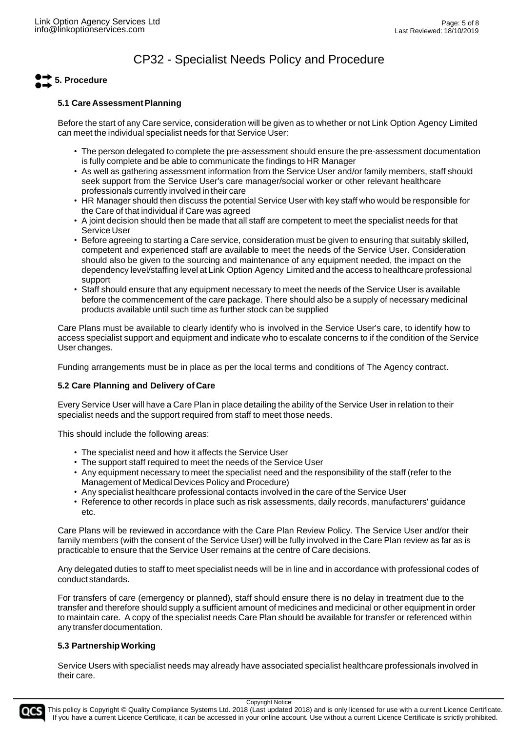# CP32 - Specialist Needs Policy and Procedure

## 5. Procedure

### 5.1 Care Assessment Planning

Before the start of any Care service, consideration will be given as to whether or not Link Option Agency Limited can meet the individual specialist needs for that Service User:

- The person delegated to complete the pre-assessment should ensure the pre-assessment documentation is fully complete and be able to communicate the findings to HR Manager
- As well as gathering assessment information from the Service User and/or family members, staff should seek support from the Service User's care manager/social worker or other relevant healthcare professionals currently involved in their care
- HR Manager should then discuss the potential Service User with key staff who would be responsible for the Care of that individual if Care was agreed
- A joint decision should then be made that all staff are competent to meet the specialist needs for that Service User
- Before agreeing to starting a Care service, consideration must be given to ensuring that suitably skilled, competent and experienced staff are available to meet the needs of the Service User. Consideration should also be given to the sourcing and maintenance of any equipment needed, the impact on the dependency level/staffing level at Link Option Agency Limited and the access to healthcare professional support
- Staff should ensure that any equipment necessary to meet the needs of the Service User is available before the commencement of the care package. There should also be a supply of necessary medicinal products available until such time as further stock can be supplied

Care Plans must be available to clearly identify who is involved in the Service User's care, to identify how to access specialist support and equipment and indicate who to escalate concerns to if the condition of the Service User changes.

Funding arrangements must be in place as per the local terms and conditions of The Agency contract.

### 5.2 Care Planning and Delivery of Care

Every Service User will have a Care Plan in place detailing the ability of the Service User in relation to their specialist needs and the support required from staff to meet those needs.

This should include the following areas:

- The specialist need and how it affects the Service User
- The support staff required to meet the needs of the Service User
- Any equipment necessary to meet the specialist need and the responsibility of the staff (refer to the Management of Medical Devices Policy and Procedure)
- Any specialist healthcare professional contacts involved in the care of the Service User
- Reference to other records in place such as risk assessments, daily records, manufacturers' guidance etc.

Care Plans will be reviewed in accordance with the Care Plan Review Policy. The Service User and/or their family members (with the consent of the Service User) will be fully involved in the Care Plan review as far as is practicable to ensure that the Service User remains at the centre of Care decisions.

Any delegated duties to staff to meet specialist needs will be in line and in accordance with professional codes of conduct standards.

For transfers of care (emergency or planned), staff should ensure there is no delay in treatment due to the transfer and therefore should supply a sufficient amount of medicines and medicinal or other equipment in order to maintain care. A copy of the specialist needs Care Plan should be available for transfer or referenced within any transfer documentation.

### 5.3 Partnership Working

Service Users with specialist needs may already have associated specialist healthcare professionals involved in their care.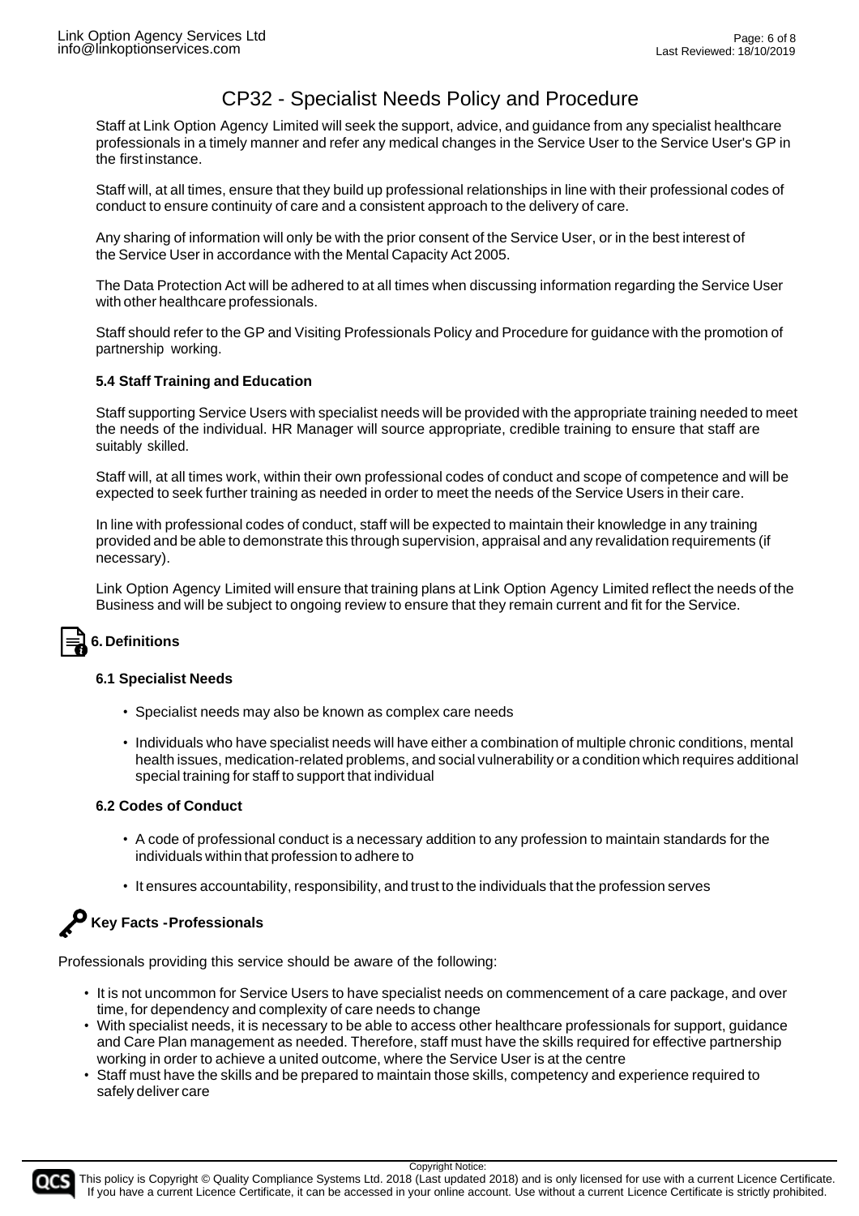# CP32 - Specialist Needs Policy and Procedure

Staff at Link Option Agency Limited will seek the support, advice, and guidance from any specialist healthcare professionals in a timely manner and refer any medical changes in the Service User to the Service User's GP in the first instance.

Staff will, at all times, ensure that they build up professional relationships in line with their professional codes of conduct to ensure continuity of care and a consistent approach to the delivery of care.

Any sharing of information will only be with the prior consent of the Service User, or in the best interest of the Service User in accordance with the Mental Capacity Act 2005.

The Data Protection Act will be adhered to at all times when discussing information regarding the Service User with other healthcare professionals.

Staff should refer to the GP and Visiting Professionals Policy and Procedure for guidance with the promotion of partnership working.

### 5.4 Staff Training and Education

Staff supporting Service Users with specialist needs will be provided with the appropriate training needed to meet the needs of the individual. HR Manager will source appropriate, credible training to ensure that staff are suitably skilled.

Staff will, at all times work, within their own professional codes of conduct and scope of competence and will be expected to seek further training as needed in order to meet the needs of the Service Users in their care.

In line with professional codes of conduct, staff will be expected to maintain their knowledge in any training provided and be able to demonstrate this through supervision, appraisal and any revalidation requirements (if necessary).

Link Option Agency Limited will ensure that training plans at Link Option Agency Limited reflect the needs of the Business and will be subject to ongoing review to ensure that they remain current and fit for the Service.

## 6. Definitions

### 6.1 Specialist Needs

- Specialist needs may also be known as complex care needs
- Individuals who have specialist needs will have either a combination of multiple chronic conditions, mental health issues, medication-related problems, and social vulnerability or a condition which requires additional special training for staff to support that individual

### 6.2 Codes of Conduct

- A code of professional conduct is a necessary addition to any profession to maintain standards for the individuals within that profession to adhere to
- It ensures accountability, responsibility, and trust to the individuals that the profession serves

## Key Facts - Professionals

Professionals providing this service should be aware of the following:

- It is not uncommon for Service Users to have specialist needs on commencement of a care package, and over time, for dependency and complexity of care needs to change
- With specialist needs, it is necessary to be able to access other healthcare professionals for support, guidance and Care Plan management as needed. Therefore, staff must have the skills required for effective partnership working in order to achieve a united outcome, where the Service User is at the centre
- Staff must have the skills and be prepared to maintain those skills, competency and experience required to safely deliver care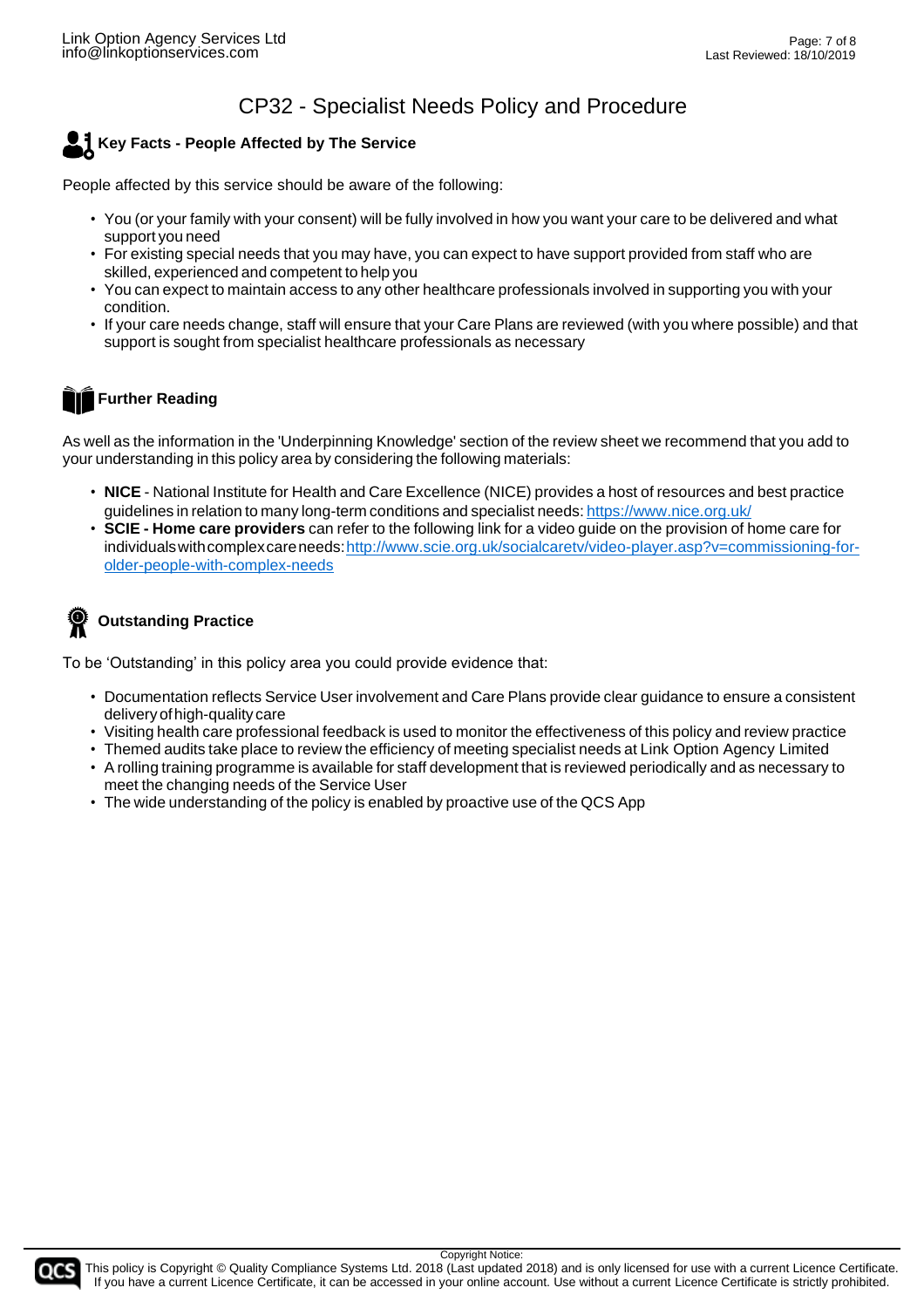# CP32 - Specialist Needs Policy and Procedure

## Key Facts - People Affected by The Service

People affected by this service should be aware of the following:

- You (or your family with your consent) will be fully involved in how you want your care to be delivered and what support you need
- For existing special needs that you may have, you can expect to have support provided from staff who are skilled, experienced and competent to help you
- You can expect to maintain access to any other healthcare professionals involved in supporting you with your condition.
- If your care needs change, staff will ensure that your Care Plans are reviewed (with you where possible) and that support is sought from specialist healthcare professionals as necessary

## Further Reading

As well as the information in the 'Underpinning Knowledge' section of the review sheet we recommend that you add to your understanding in this policy area by considering the following materials:

- **NICE** - National Institute for Health and Care Excellence (NICE) provides a host of resources and best practice guidelines in relation to many long-term conditions and specialist needs: https://www.nice.org.uk/
- **SCIE - Home care providers** can refer to the following link for a video guide on the provision of home care for individuals with complex care needs: http://www.scie.org.uk/socialcaretv/video-player.asp?v=commissioning-for-older-people-with-complex-needs

## Outstanding Practice

To be 'Outstanding' in this policy area you could provide evidence that:

- Documentation reflects Service User involvement and Care Plans provide clear guidance to ensure a consistent delivery of high-quality care
- Visiting health care professional feedback is used to monitor the effectiveness of this policy and review practice
- Themed audits take place to review the efficiency of meeting specialist needs at Link Option Agency Limited
- A rolling training programme is available for staff development that is reviewed periodically and as necessary to meet the changing needs of the Service User
- The wide understanding of the policy is enabled by proactive use of the QCS App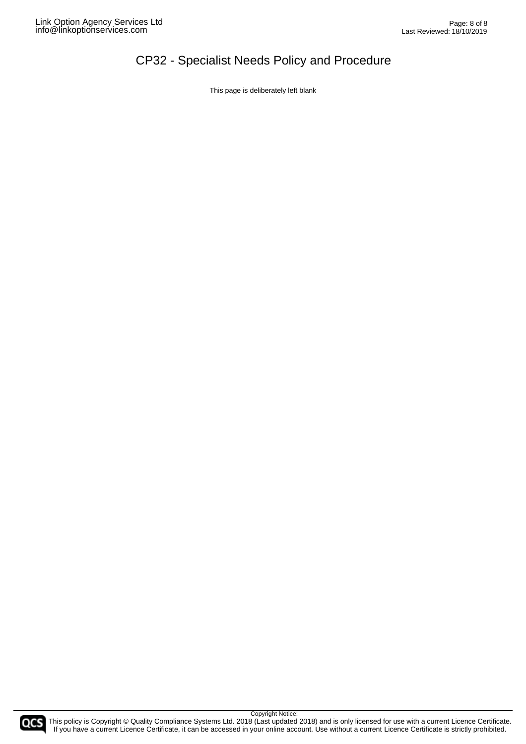# CP32 - Specialist Needs Policy and Procedure

This page is deliberately left blank